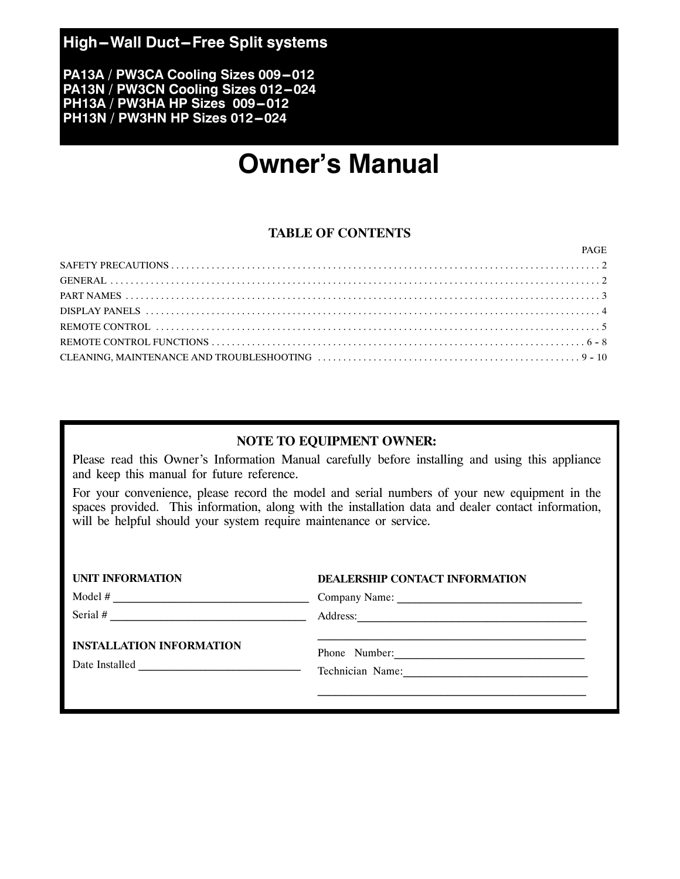# High–Wall Duct–Free Split systems

**PA13A / PW3CA Cooling Sizes 009–012**
**PA13N / PW3CN Cooling Sizes 012–024**
**PH13A / PW3HA HP Sizes 009–012**
**PH13N / PW3HN HP Sizes 012–024**

# Owner's Manual

## TABLE OF CONTENTS

| | PAGE |
|---|---|
| SAFETY PRECAUTIONS | 2 |
| GENERAL | 2 |
| PART NAMES | 3 |
| DISPLAY PANELS | 4 |
| REMOTE CONTROL | 5 |
| REMOTE CONTROL FUNCTIONS | 6 - 8 |
| CLEANING, MAINTENANCE AND TROUBLESHOOTING | 9 - 10 |

### NOTE TO EQUIPMENT OWNER:

Please read this Owner's Information Manual carefully before installing and using this appliance and keep this manual for future reference.

For your convenience, please record the model and serial numbers of your new equipment in the spaces provided. This information, along with the installation data and dealer contact information, will be helpful should your system require maintenance or service.

**UNIT INFORMATION**

Model # ______________________________

Serial # ______________________________

**INSTALLATION INFORMATION**

Date Installed ______________________________

**DEALERSHIP CONTACT INFORMATION**

Company Name: ______________________________

Address: ______________________________

______________________________

Phone Number: ______________________________

Technician Name: ______________________________

______________________________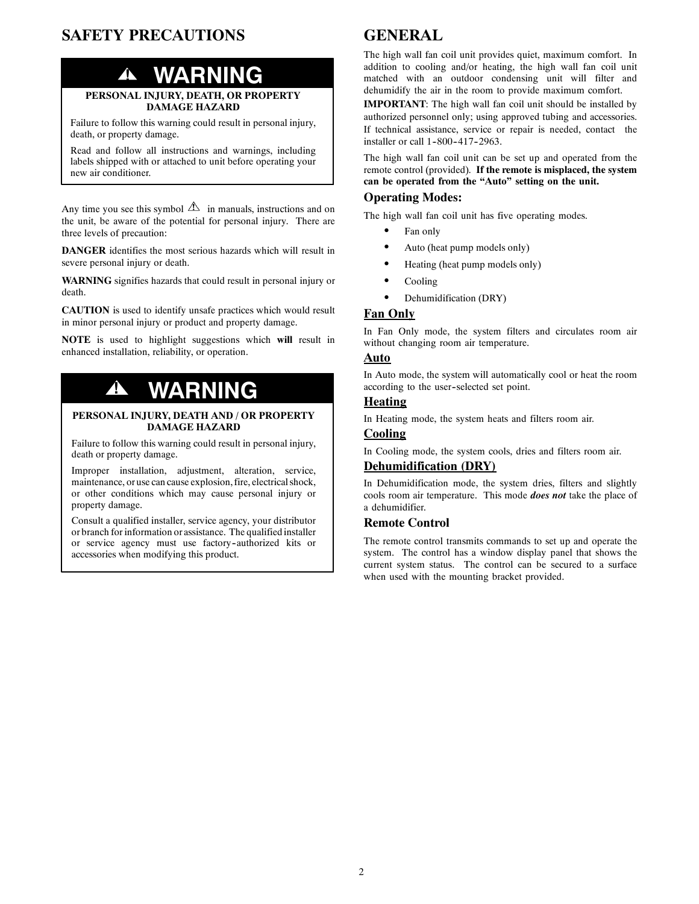## SAFETY PRECAUTIONS

**⚠ WARNING**

**PERSONAL INJURY, DEATH, OR PROPERTY DAMAGE HAZARD**

Failure to follow this warning could result in personal injury, death, or property damage.

Read and follow all instructions and warnings, including labels shipped with or attached to unit before operating your new air conditioner.

Any time you see this symbol ⚠ in manuals, instructions and on the unit, be aware of the potential for personal injury. There are three levels of precaution:

**DANGER** identifies the most serious hazards which will result in severe personal injury or death.

**WARNING** signifies hazards that could result in personal injury or death.

**CAUTION** is used to identify unsafe practices which would result in minor personal injury or product and property damage.

**NOTE** is used to highlight suggestions which **will** result in enhanced installation, reliability, or operation.

**⚠ WARNING**

**PERSONAL INJURY, DEATH AND / OR PROPERTY DAMAGE HAZARD**

Failure to follow this warning could result in personal injury, death or property damage.

Improper installation, adjustment, alteration, service, maintenance, or use can cause explosion, fire, electrical shock, or other conditions which may cause personal injury or property damage.

Consult a qualified installer, service agency, your distributor or branch for information or assistance. The qualified installer or service agency must use factory-authorized kits or accessories when modifying this product.

## GENERAL

The high wall fan coil unit provides quiet, maximum comfort. In addition to cooling and/or heating, the high wall fan coil unit matched with an outdoor condensing unit will filter and dehumidify the air in the room to provide maximum comfort.

**IMPORTANT**: The high wall fan coil unit should be installed by authorized personnel only; using approved tubing and accessories. If technical assistance, service or repair is needed, contact the installer or call 1-800-417-2963.

The high wall fan coil unit can be set up and operated from the remote control (provided). **If the remote is misplaced, the system can be operated from the "Auto" setting on the unit.**

### Operating Modes:

The high wall fan coil unit has five operating modes.

- Fan only
- Auto (heat pump models only)
- Heating (heat pump models only)
- Cooling
- Dehumidification (DRY)

### Fan Only

In Fan Only mode, the system filters and circulates room air without changing room air temperature.

### Auto

In Auto mode, the system will automatically cool or heat the room according to the user-selected set point.

### Heating

In Heating mode, the system heats and filters room air.

### Cooling

In Cooling mode, the system cools, dries and filters room air.

### Dehumidification (DRY)

In Dehumidification mode, the system dries, filters and slightly cools room air temperature. This mode ***does not*** take the place of a dehumidifier.

### Remote Control

The remote control transmits commands to set up and operate the system. The control has a window display panel that shows the current system status. The control can be secured to a surface when used with the mounting bracket provided.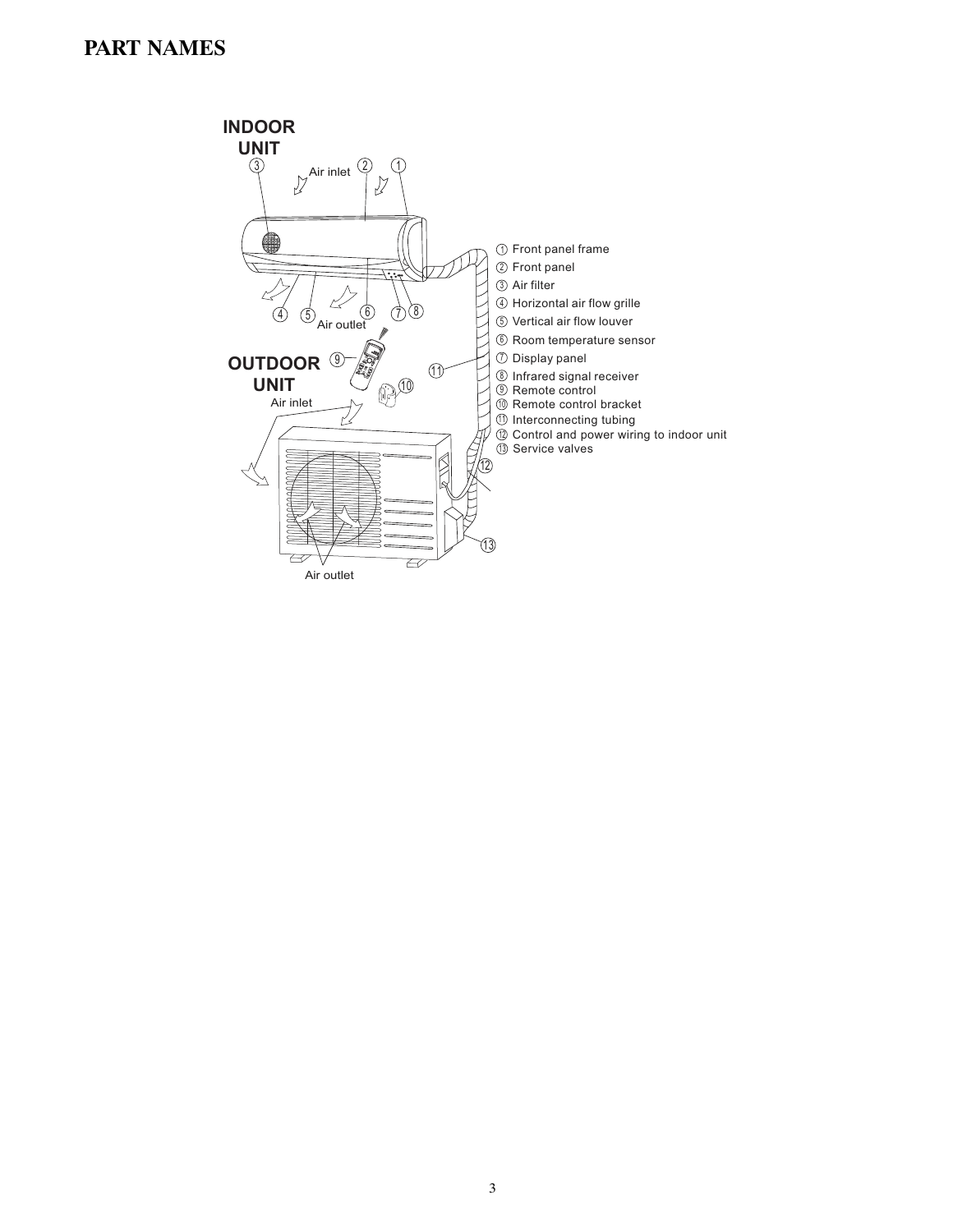# PART NAMES

INDOOR UNIT

Air inlet

Air outlet

OUTDOOR UNIT

Air inlet

Air outlet

① Front panel frame
② Front panel
③ Air filter
④ Horizontal air flow grille
⑤ Vertical air flow louver
⑥ Room temperature sensor
⑦ Display panel
⑧ Infrared signal receiver
⑨ Remote control
⑩ Remote control bracket
⑪ Interconnecting tubing
⑫ Control and power wiring to indoor unit
⑬ Service valves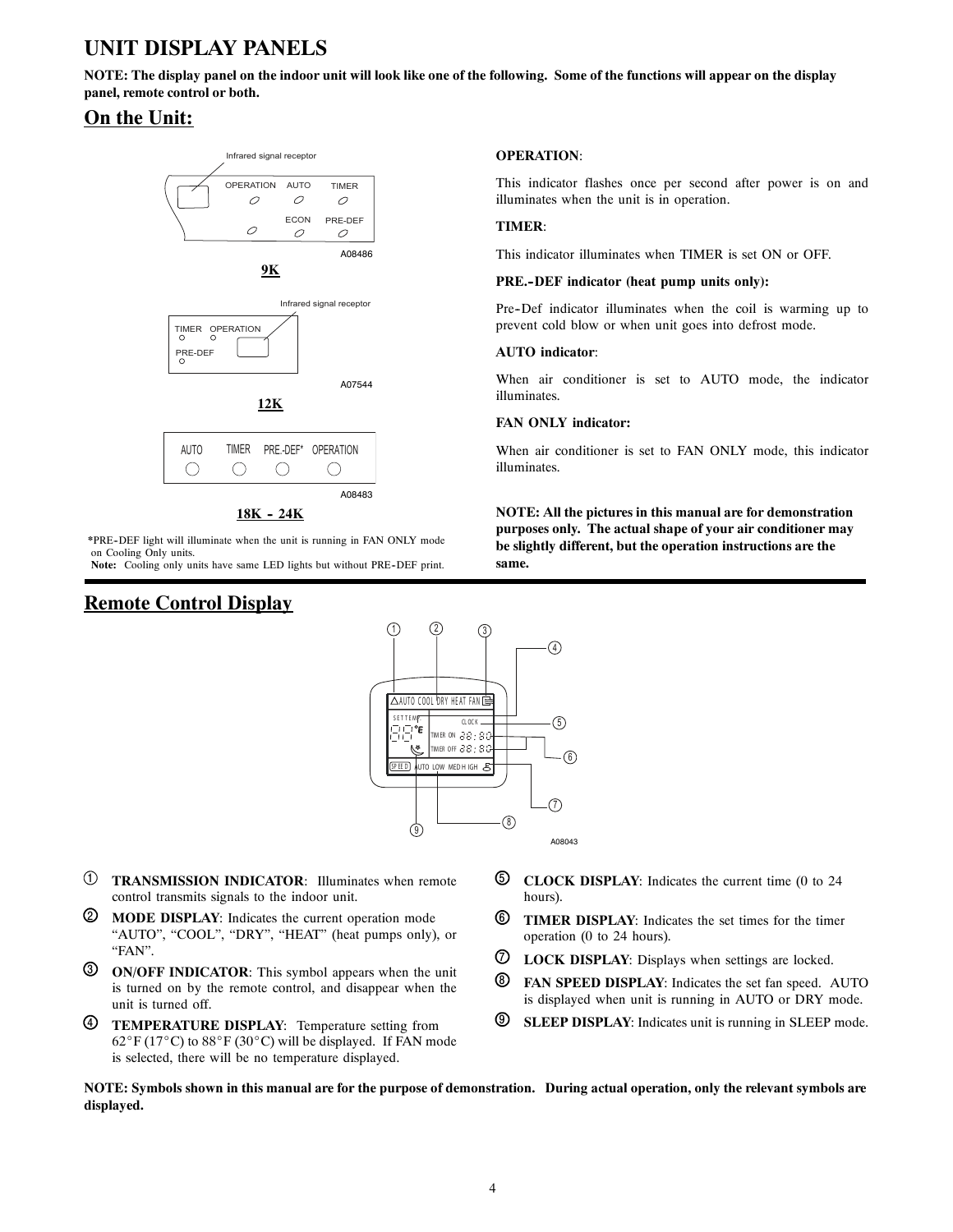# UNIT DISPLAY PANELS

**NOTE: The display panel on the indoor unit will look like one of the following. Some of the functions will appear on the display panel, remote control or both.**

## On the Unit:

Infrared signal receptor

OPERATION AUTO TIMER

ECON PRE-DEF

A08486

**9K**

Infrared signal receptor

TIMER OPERATION

PRE-DEF

A07544

**12K**

AUTO TIMER PRE.-DEF* OPERATION

A08483

**18K - 24K**

*PRE-DEF light will illuminate when the unit is running in FAN ONLY mode on Cooling Only units.
**Note:** Cooling only units have same LED lights but without PRE-DEF print.

**OPERATION**:

This indicator flashes once per second after power is on and illuminates when the unit is in operation.

**TIMER**:

This indicator illuminates when TIMER is set ON or OFF.

**PRE.-DEF indicator (heat pump units only):**

Pre-Def indicator illuminates when the coil is warming up to prevent cold blow or when unit goes into defrost mode.

**AUTO indicator**:

When air conditioner is set to AUTO mode, the indicator illuminates.

**FAN ONLY indicator:**

When air conditioner is set to FAN ONLY mode, this indicator illuminates.

**NOTE: All the pictures in this manual are for demonstration purposes only. The actual shape of your air conditioner may be slightly different, but the operation instructions are the same.**

## Remote Control Display

A08043

① **TRANSMISSION INDICATOR**: Illuminates when remote control transmits signals to the indoor unit.

② **MODE DISPLAY**: Indicates the current operation mode "AUTO", "COOL", "DRY", "HEAT" (heat pumps only), or "FAN".

③ **ON/OFF INDICATOR**: This symbol appears when the unit is turned on by the remote control, and disappear when the unit is turned off.

④ **TEMPERATURE DISPLAY**: Temperature setting from 62°F (17°C) to 88°F (30°C) will be displayed. If FAN mode is selected, there will be no temperature displayed.

⑤ **CLOCK DISPLAY**: Indicates the current time (0 to 24 hours).

⑥ **TIMER DISPLAY**: Indicates the set times for the timer operation (0 to 24 hours).

⑦ **LOCK DISPLAY**: Displays when settings are locked.

⑧ **FAN SPEED DISPLAY**: Indicates the set fan speed. AUTO is displayed when unit is running in AUTO or DRY mode.

⑨ **SLEEP DISPLAY**: Indicates unit is running in SLEEP mode.

**NOTE: Symbols shown in this manual are for the purpose of demonstration. During actual operation, only the relevant symbols are displayed.**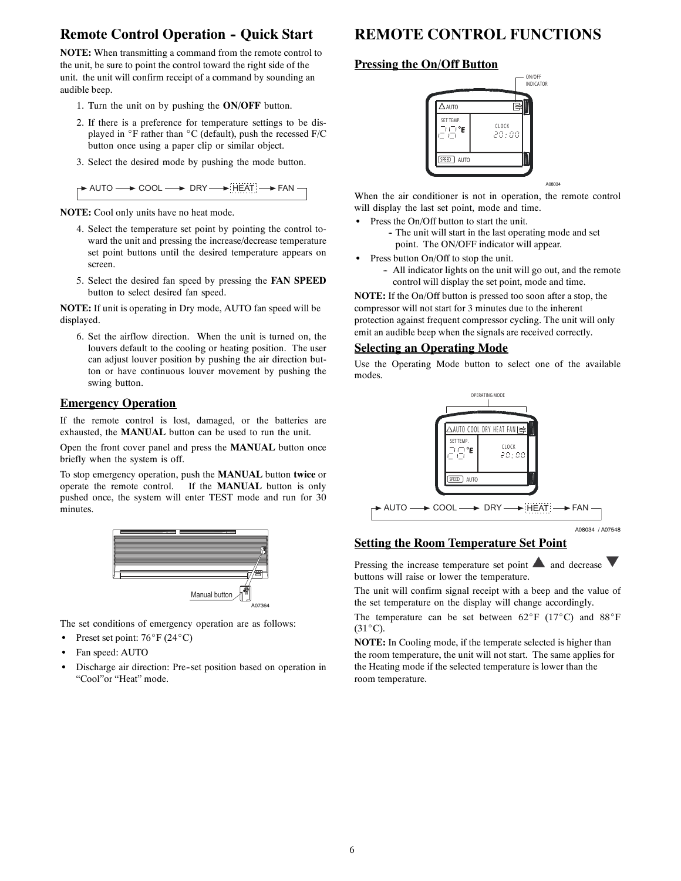## Remote Control Operation - Quick Start

**NOTE:** When transmitting a command from the remote control to the unit, be sure to point the control toward the right side of the unit. the unit will confirm receipt of a command by sounding an audible beep.

1. Turn the unit on by pushing the **ON/OFF** button.
2. If there is a preference for temperature settings to be displayed in °F rather than °C (default), push the recessed F/C button once using a paper clip or similar object.
3. Select the desired mode by pushing the mode button.

AUTO → COOL → DRY → HEAT → FAN

**NOTE:** Cool only units have no heat mode.

4. Select the temperature set point by pointing the control toward the unit and pressing the increase/decrease temperature set point buttons until the desired temperature appears on screen.
5. Select the desired fan speed by pressing the **FAN SPEED** button to select desired fan speed.

**NOTE:** If unit is operating in Dry mode, AUTO fan speed will be displayed.

6. Set the airflow direction. When the unit is turned on, the louvers default to the cooling or heating position. The user can adjust louver position by pushing the air direction button or have continuous louver movement by pushing the swing button.

### Emergency Operation

If the remote control is lost, damaged, or the batteries are exhausted, the **MANUAL** button can be used to run the unit.

Open the front cover panel and press the **MANUAL** button once briefly when the system is off.

To stop emergency operation, push the **MANUAL** button **twice** or operate the remote control. If the **MANUAL** button is only pushed once, the system will enter TEST mode and run for 30 minutes.

Manual button

A07364

The set conditions of emergency operation are as follows:

- Preset set point: 76°F (24°C)
- Fan speed: AUTO
- Discharge air direction: Pre-set position based on operation in "Cool"or "Heat" mode.

# REMOTE CONTROL FUNCTIONS

### Pressing the On/Off Button

ON/OFF INDICATOR

A08034

When the air conditioner is not in operation, the remote control will display the last set point, mode and time.

- Press the On/Off button to start the unit.
  - The unit will start in the last operating mode and set point. The ON/OFF indicator will appear.
- Press button On/Off to stop the unit.
  - All indicator lights on the unit will go out, and the remote control will display the set point, mode and time.

**NOTE:** If the On/Off button is pressed too soon after a stop, the compressor will not start for 3 minutes due to the inherent protection against frequent compressor cycling. The unit will only emit an audible beep when the signals are received correctly.

### Selecting an Operating Mode

Use the Operating Mode button to select one of the available modes.

OPERATING MODE

AUTO → COOL → DRY → HEAT → FAN

A08034 / A07548

### Setting the Room Temperature Set Point

Pressing the increase temperature set point ▲ and decrease ▼ buttons will raise or lower the temperature.

The unit will confirm signal receipt with a beep and the value of the set temperature on the display will change accordingly.

The temperature can be set between 62°F (17°C) and 88°F (31°C).

**NOTE:** In Cooling mode, if the temperate selected is higher than the room temperature, the unit will not start. The same applies for the Heating mode if the selected temperature is lower than the room temperature.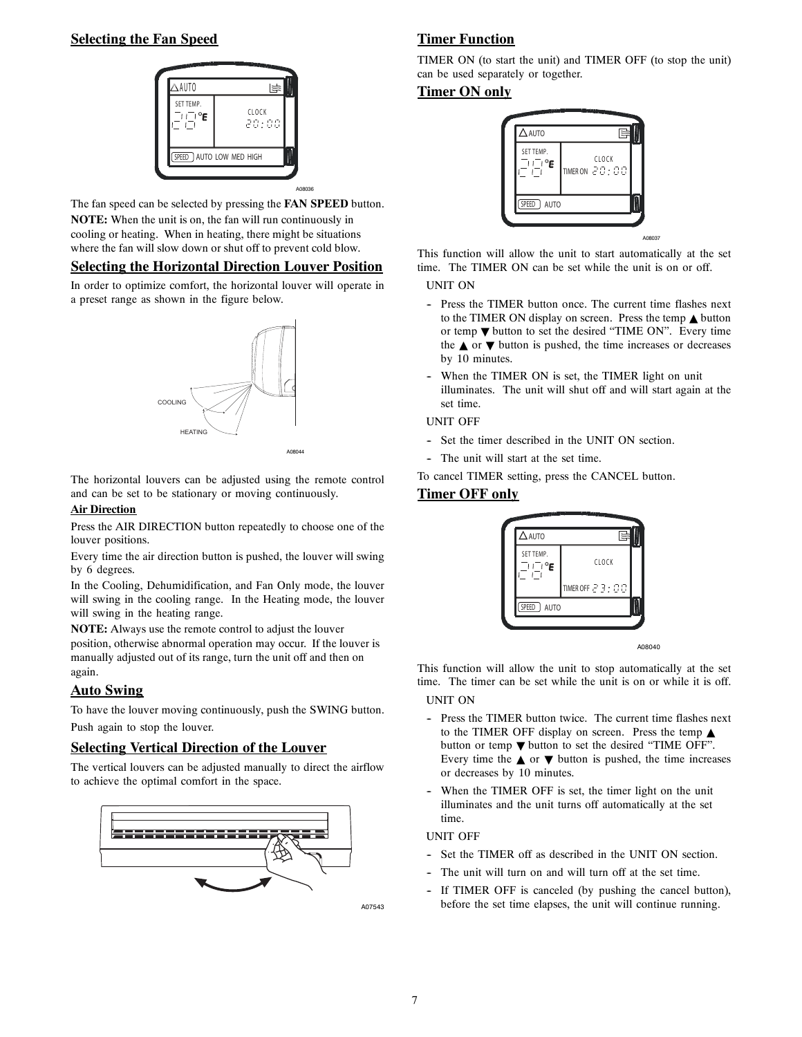## Selecting the Fan Speed

A08036

The fan speed can be selected by pressing the **FAN SPEED** button.

**NOTE:** When the unit is on, the fan will run continuously in cooling or heating. When in heating, there might be situations where the fan will slow down or shut off to prevent cold blow.

## Selecting the Horizontal Direction Louver Position

In order to optimize comfort, the horizontal louver will operate in a preset range as shown in the figure below.

A08044

The horizontal louvers can be adjusted using the remote control and can be set to be stationary or moving continuously.

### Air Direction

Press the AIR DIRECTION button repeatedly to choose one of the louver positions.

Every time the air direction button is pushed, the louver will swing by 6 degrees.

In the Cooling, Dehumidification, and Fan Only mode, the louver will swing in the cooling range. In the Heating mode, the louver will swing in the heating range.

**NOTE:** Always use the remote control to adjust the louver position, otherwise abnormal operation may occur. If the louver is manually adjusted out of its range, turn the unit off and then on again.

## Auto Swing

To have the louver moving continuously, push the SWING button. Push again to stop the louver.

## Selecting Vertical Direction of the Louver

The vertical louvers can be adjusted manually to direct the airflow to achieve the optimal comfort in the space.

A07543

## Timer Function

TIMER ON (to start the unit) and TIMER OFF (to stop the unit) can be used separately or together.

## Timer ON only

A08037

This function will allow the unit to start automatically at the set time. The TIMER ON can be set while the unit is on or off.

UNIT ON

- Press the TIMER button once. The current time flashes next to the TIMER ON display on screen. Press the temp ▲ button or temp ▼ button to set the desired "TIME ON". Every time the ▲ or ▼ button is pushed, the time increases or decreases by 10 minutes.
- When the TIMER ON is set, the TIMER light on unit illuminates. The unit will shut off and will start again at the set time.

UNIT OFF

- Set the timer described in the UNIT ON section.
- The unit will start at the set time.

To cancel TIMER setting, press the CANCEL button.

## Timer OFF only

A08040

This function will allow the unit to stop automatically at the set time. The timer can be set while the unit is on or while it is off.

UNIT ON

- Press the TIMER button twice. The current time flashes next to the TIMER OFF display on screen. Press the temp ▲ button or temp ▼ button to set the desired "TIME OFF". Every time the ▲ or ▼ button is pushed, the time increases or decreases by 10 minutes.
- When the TIMER OFF is set, the timer light on the unit illuminates and the unit turns off automatically at the set time.

UNIT OFF

- Set the TIMER off as described in the UNIT ON section.
- The unit will turn on and will turn off at the set time.
- If TIMER OFF is canceled (by pushing the cancel button), before the set time elapses, the unit will continue running.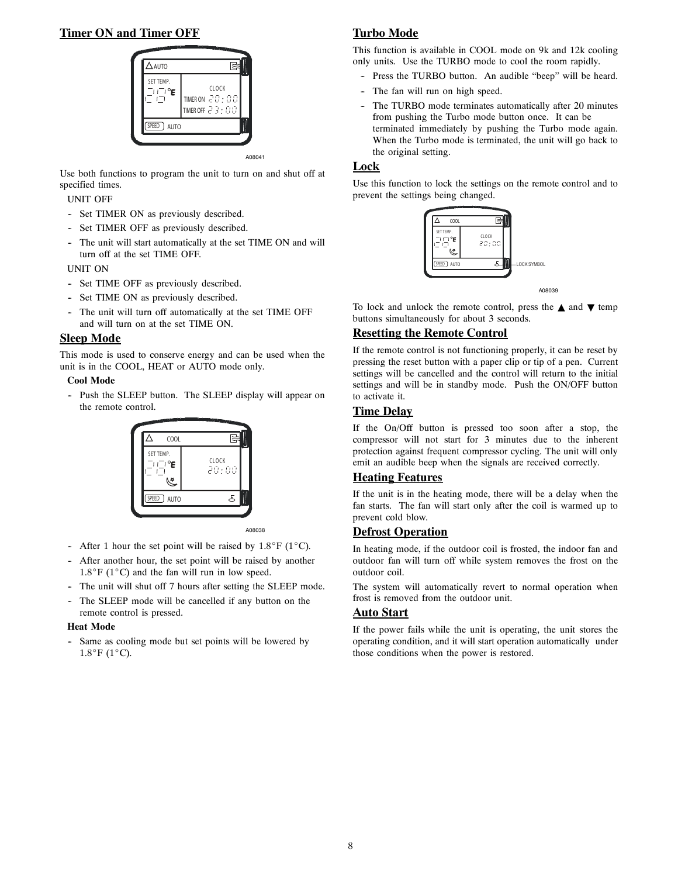## Timer ON and Timer OFF

A08041

Use both functions to program the unit to turn on and shut off at specified times.

UNIT OFF

- Set TIMER ON as previously described.
- Set TIMER OFF as previously described.
- The unit will start automatically at the set TIME ON and will turn off at the set TIME OFF.

UNIT ON

- Set TIME OFF as previously described.
- Set TIME ON as previously described.
- The unit will turn off automatically at the set TIME OFF and will turn on at the set TIME ON.

## Sleep Mode

This mode is used to conserve energy and can be used when the unit is in the COOL, HEAT or AUTO mode only.

**Cool Mode**

- Push the SLEEP button. The SLEEP display will appear on the remote control.

A08038

- After 1 hour the set point will be raised by 1.8°F (1°C).
- After another hour, the set point will be raised by another 1.8°F (1°C) and the fan will run in low speed.
- The unit will shut off 7 hours after setting the SLEEP mode.
- The SLEEP mode will be cancelled if any button on the remote control is pressed.

**Heat Mode**

- Same as cooling mode but set points will be lowered by 1.8°F (1°C).

## Turbo Mode

This function is available in COOL mode on 9k and 12k cooling only units. Use the TURBO mode to cool the room rapidly.

- Press the TURBO button. An audible "beep" will be heard.
- The fan will run on high speed.
- The TURBO mode terminates automatically after 20 minutes from pushing the Turbo mode button once. It can be terminated immediately by pushing the Turbo mode again. When the Turbo mode is terminated, the unit will go back to the original setting.

## Lock

Use this function to lock the settings on the remote control and to prevent the settings being changed.

A08039

To lock and unlock the remote control, press the ▲ and ▼ temp buttons simultaneously for about 3 seconds.

## Resetting the Remote Control

If the remote control is not functioning properly, it can be reset by pressing the reset button with a paper clip or tip of a pen. Current settings will be cancelled and the control will return to the initial settings and will be in standby mode. Push the ON/OFF button to activate it.

## Time Delay

If the On/Off button is pressed too soon after a stop, the compressor will not start for 3 minutes due to the inherent protection against frequent compressor cycling. The unit will only emit an audible beep when the signals are received correctly.

## Heating Features

If the unit is in the heating mode, there will be a delay when the fan starts. The fan will start only after the coil is warmed up to prevent cold blow.

## Defrost Operation

In heating mode, if the outdoor coil is frosted, the indoor fan and outdoor fan will turn off while system removes the frost on the outdoor coil.

The system will automatically revert to normal operation when frost is removed from the outdoor unit.

## Auto Start

If the power fails while the unit is operating, the unit stores the operating condition, and it will start operation automatically under those conditions when the power is restored.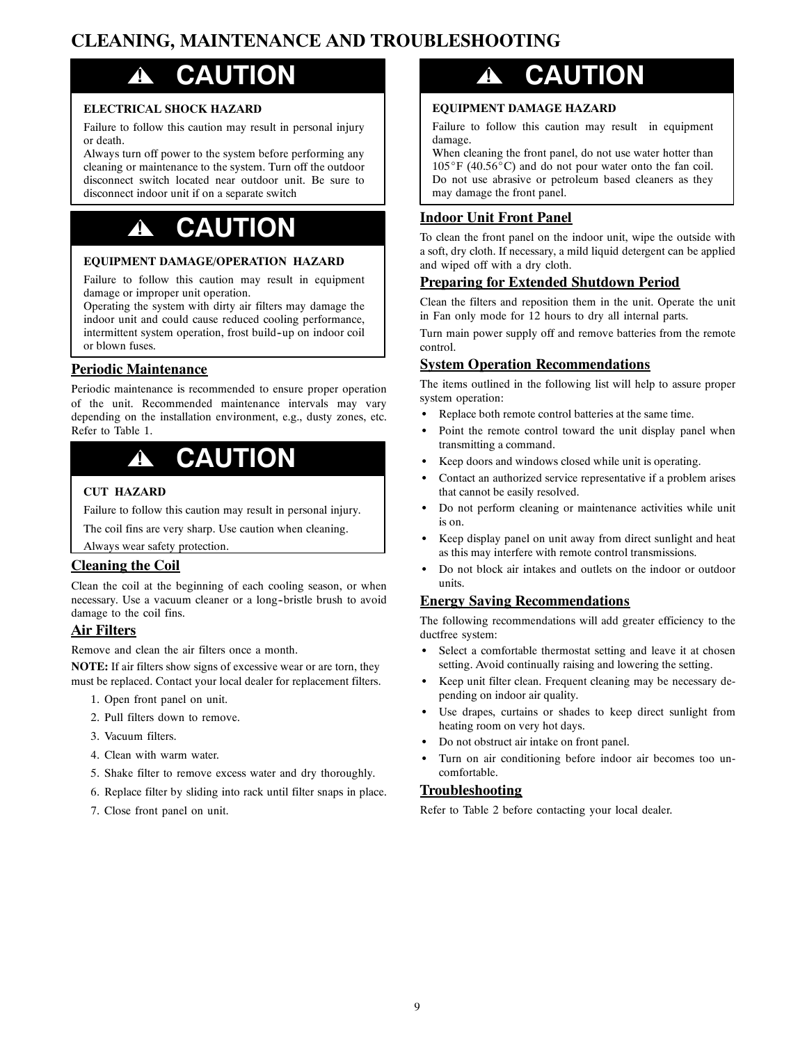# CLEANING, MAINTENANCE AND TROUBLESHOOTING

## ⚠ CAUTION

**ELECTRICAL SHOCK HAZARD**

Failure to follow this caution may result in personal injury or death.

Always turn off power to the system before performing any cleaning or maintenance to the system. Turn off the outdoor disconnect switch located near outdoor unit. Be sure to disconnect indoor unit if on a separate switch

## ⚠ CAUTION

**EQUIPMENT DAMAGE/OPERATION HAZARD**

Failure to follow this caution may result in equipment damage or improper unit operation.

Operating the system with dirty air filters may damage the indoor unit and could cause reduced cooling performance, intermittent system operation, frost build-up on indoor coil or blown fuses.

### Periodic Maintenance

Periodic maintenance is recommended to ensure proper operation of the unit. Recommended maintenance intervals may vary depending on the installation environment, e.g., dusty zones, etc. Refer to Table 1.

## ⚠ CAUTION

**CUT HAZARD**

Failure to follow this caution may result in personal injury.

The coil fins are very sharp. Use caution when cleaning.

Always wear safety protection.

### Cleaning the Coil

Clean the coil at the beginning of each cooling season, or when necessary. Use a vacuum cleaner or a long-bristle brush to avoid damage to the coil fins.

### Air Filters

Remove and clean the air filters once a month.

**NOTE:** If air filters show signs of excessive wear or are torn, they must be replaced. Contact your local dealer for replacement filters.

1. Open front panel on unit.
2. Pull filters down to remove.
3. Vacuum filters.
4. Clean with warm water.
5. Shake filter to remove excess water and dry thoroughly.
6. Replace filter by sliding into rack until filter snaps in place.
7. Close front panel on unit.

## ⚠ CAUTION

**EQUIPMENT DAMAGE HAZARD**

Failure to follow this caution may result in equipment damage.

When cleaning the front panel, do not use water hotter than 105°F (40.56°C) and do not pour water onto the fan coil. Do not use abrasive or petroleum based cleaners as they may damage the front panel.

### Indoor Unit Front Panel

To clean the front panel on the indoor unit, wipe the outside with a soft, dry cloth. If necessary, a mild liquid detergent can be applied and wiped off with a dry cloth.

### Preparing for Extended Shutdown Period

Clean the filters and reposition them in the unit. Operate the unit in Fan only mode for 12 hours to dry all internal parts.

Turn main power supply off and remove batteries from the remote control.

### System Operation Recommendations

The items outlined in the following list will help to assure proper system operation:

- Replace both remote control batteries at the same time.
- Point the remote control toward the unit display panel when transmitting a command.
- Keep doors and windows closed while unit is operating.
- Contact an authorized service representative if a problem arises that cannot be easily resolved.
- Do not perform cleaning or maintenance activities while unit is on.
- Keep display panel on unit away from direct sunlight and heat as this may interfere with remote control transmissions.
- Do not block air intakes and outlets on the indoor or outdoor units.

### Energy Saving Recommendations

The following recommendations will add greater efficiency to the ductfree system:

- Select a comfortable thermostat setting and leave it at chosen setting. Avoid continually raising and lowering the setting.
- Keep unit filter clean. Frequent cleaning may be necessary depending on indoor air quality.
- Use drapes, curtains or shades to keep direct sunlight from heating room on very hot days.
- Do not obstruct air intake on front panel.
- Turn on air conditioning before indoor air becomes too uncomfortable.

### Troubleshooting

Refer to Table 2 before contacting your local dealer.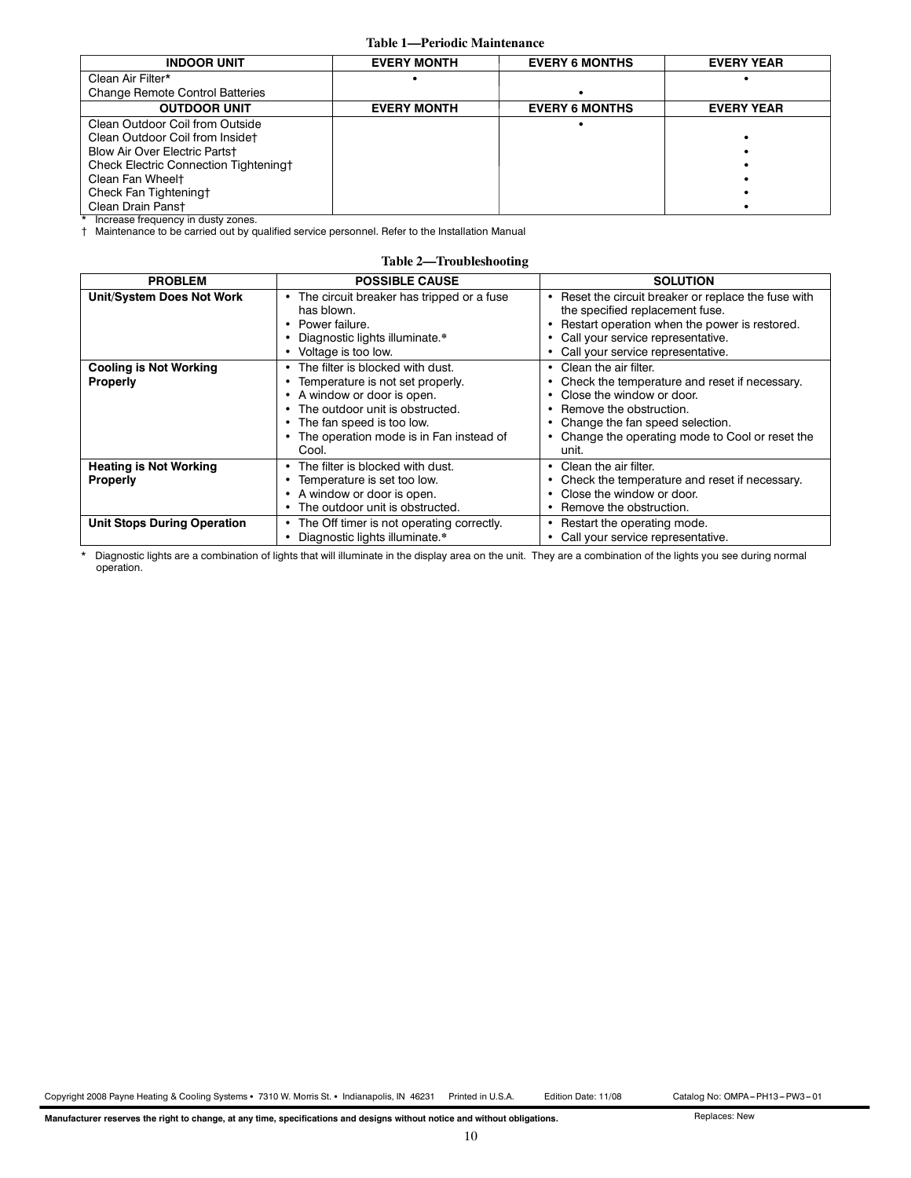**Table 1—Periodic Maintenance**

| INDOOR UNIT | EVERY MONTH | EVERY 6 MONTHS | EVERY YEAR |
|---|---|---|---|
| Clean Air Filter* | • | | • |
| Change Remote Control Batteries | | • | |
| **OUTDOOR UNIT** | **EVERY MONTH** | **EVERY 6 MONTHS** | **EVERY YEAR** |
| Clean Outdoor Coil from Outside | | • | |
| Clean Outdoor Coil from Inside† | | | • |
| Blow Air Over Electric Parts† | | | • |
| Check Electric Connection Tightening† | | | • |
| Clean Fan Wheel† | | | • |
| Check Fan Tightening† | | | • |
| Clean Drain Pans† | | | • |

\* Increase frequency in dusty zones.
† Maintenance to be carried out by qualified service personnel. Refer to the Installation Manual

**Table 2—Troubleshooting**

| PROBLEM | POSSIBLE CAUSE | SOLUTION |
|---|---|---|
| **Unit/System Does Not Work** | • The circuit breaker has tripped or a fuse has blown.<br>• Power failure.<br>• Diagnostic lights illuminate.*<br>• Voltage is too low. | • Reset the circuit breaker or replace the fuse with the specified replacement fuse.<br>• Restart operation when the power is restored.<br>• Call your service representative.<br>• Call your service representative. |
| **Cooling is Not Working Properly** | • The filter is blocked with dust.<br>• Temperature is not set properly.<br>• A window or door is open.<br>• The outdoor unit is obstructed.<br>• The fan speed is too low.<br>• The operation mode is in Fan instead of Cool. | • Clean the air filter.<br>• Check the temperature and reset if necessary.<br>• Close the window or door.<br>• Remove the obstruction.<br>• Change the fan speed selection.<br>• Change the operating mode to Cool or reset the unit. |
| **Heating is Not Working Properly** | • The filter is blocked with dust.<br>• Temperature is set too low.<br>• A window or door is open.<br>• The outdoor unit is obstructed. | • Clean the air filter.<br>• Check the temperature and reset if necessary.<br>• Close the window or door.<br>• Remove the obstruction. |
| **Unit Stops During Operation** | • The Off timer is not operating correctly.<br>• Diagnostic lights illuminate.* | • Restart the operating mode.<br>• Call your service representative. |

\* Diagnostic lights are a combination of lights that will illuminate in the display area on the unit. They are a combination of the lights you see during normal operation.

Copyright 2008 Payne Heating & Cooling Systems • 7310 W. Morris St. • Indianapolis, IN 46231 Printed in U.S.A. Edition Date: 11/08 Catalog No: OMPA-PH13-PW3-01

**Manufacturer reserves the right to change, at any time, specifications and designs without notice and without obligations.** Replaces: New